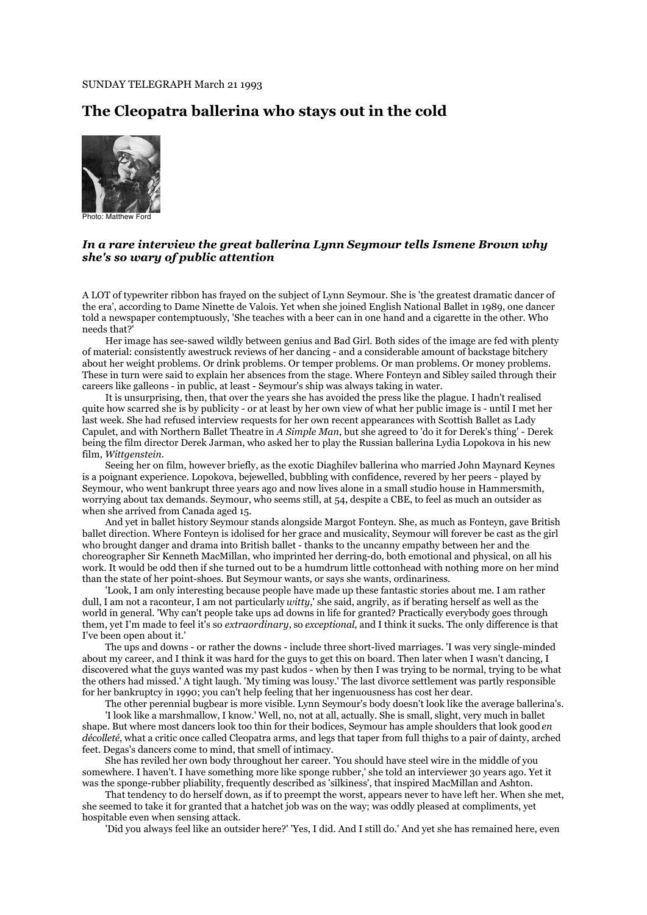SUNDAY TELEGRAPH March 21 1993

# The Cleopatra ballerina who stays out in the cold

Photo: Matthew Ford

***In a rare interview the great ballerina Lynn Seymour tells Ismene Brown why she's so wary of public attention***

A LOT of typewriter ribbon has frayed on the subject of Lynn Seymour. She is 'the greatest dramatic dancer of the era', according to Dame Ninette de Valois. Yet when she joined English National Ballet in 1989, one dancer told a newspaper contemptuously, 'She teaches with a beer can in one hand and a cigarette in the other. Who needs that?'

Her image has see-sawed wildly between genius and Bad Girl. Both sides of the image are fed with plenty of material: consistently awestruck reviews of her dancing - and a considerable amount of backstage bitchery about her weight problems. Or drink problems. Or temper problems. Or man problems. Or money problems. These in turn were said to explain her absences from the stage. Where Fonteyn and Sibley sailed through their careers like galleons - in public, at least - Seymour's ship was always taking in water.

It is unsurprising, then, that over the years she has avoided the press like the plague. I hadn't realised quite how scarred she is by publicity - or at least by her own view of what her public image is - until I met her last week. She had refused interview requests for her own recent appearances with Scottish Ballet as Lady Capulet, and with Northern Ballet Theatre in *A Simple Man*, but she agreed to 'do it for Derek's thing' - Derek being the film director Derek Jarman, who asked her to play the Russian ballerina Lydia Lopokova in his new film, *Wittgenstein*.

Seeing her on film, however briefly, as the exotic Diaghilev ballerina who married John Maynard Keynes is a poignant experience. Lopokova, bejewelled, bubbling with confidence, revered by her peers - played by Seymour, who went bankrupt three years ago and now lives alone in a small studio house in Hammersmith, worrying about tax demands. Seymour, who seems still, at 54, despite a CBE, to feel as much an outsider as when she arrived from Canada aged 15.

And yet in ballet history Seymour stands alongside Margot Fonteyn. She, as much as Fonteyn, gave British ballet direction. Where Fonteyn is idolised for her grace and musicality, Seymour will forever be cast as the girl who brought danger and drama into British ballet - thanks to the uncanny empathy between her and the choreographer Sir Kenneth MacMillan, who imprinted her derring-do, both emotional and physical, on all his work. It would be odd then if she turned out to be a humdrum little cottonhead with nothing more on her mind than the state of her point-shoes. But Seymour wants, or says she wants, ordinariness.

'Look, I am only interesting because people have made up these fantastic stories about me. I am rather dull, I am not a raconteur, I am not particularly *witty*,' she said, angrily, as if berating herself as well as the world in general. 'Why can't people take ups ad downs in life for granted? Practically everybody goes through them, yet I'm made to feel it's so *extraordinary*, so *exceptional*, and I think it sucks. The only difference is that I've been open about it.'

The ups and downs - or rather the downs - include three short-lived marriages. 'I was very single-minded about my career, and I think it was hard for the guys to get this on board. Then later when I wasn't dancing, I discovered what the guys wanted was my past kudos - when by then I was trying to be normal, trying to be what the others had missed.' A tight laugh. 'My timing was lousy.' The last divorce settlement was partly responsible for her bankruptcy in 1990; you can't help feeling that her ingenuousness has cost her dear.

The other perennial bugbear is more visible. Lynn Seymour's body doesn't look like the average ballerina's.

'I look like a marshmallow, I know.' Well, no, not at all, actually. She is small, slight, very much in ballet shape. But where most dancers look too thin for their bodices, Seymour has ample shoulders that look good *en décolleté*, what a critic once called Cleopatra arms, and legs that taper from full thighs to a pair of dainty, arched feet. Degas's dancers come to mind, that smell of intimacy.

She has reviled her own body throughout her career. 'You should have steel wire in the middle of you somewhere. I haven't. I have something more like sponge rubber,' she told an interviewer 30 years ago. Yet it was the sponge-rubber pliability, frequently described as 'silkiness', that inspired MacMillan and Ashton.

That tendency to do herself down, as if to preempt the worst, appears never to have left her. When she met, she seemed to take it for granted that a hatchet job was on the way; was oddly pleased at compliments, yet hospitable even when sensing attack.

'Did you always feel like an outsider here?' 'Yes, I did. And I still do.' And yet she has remained here, even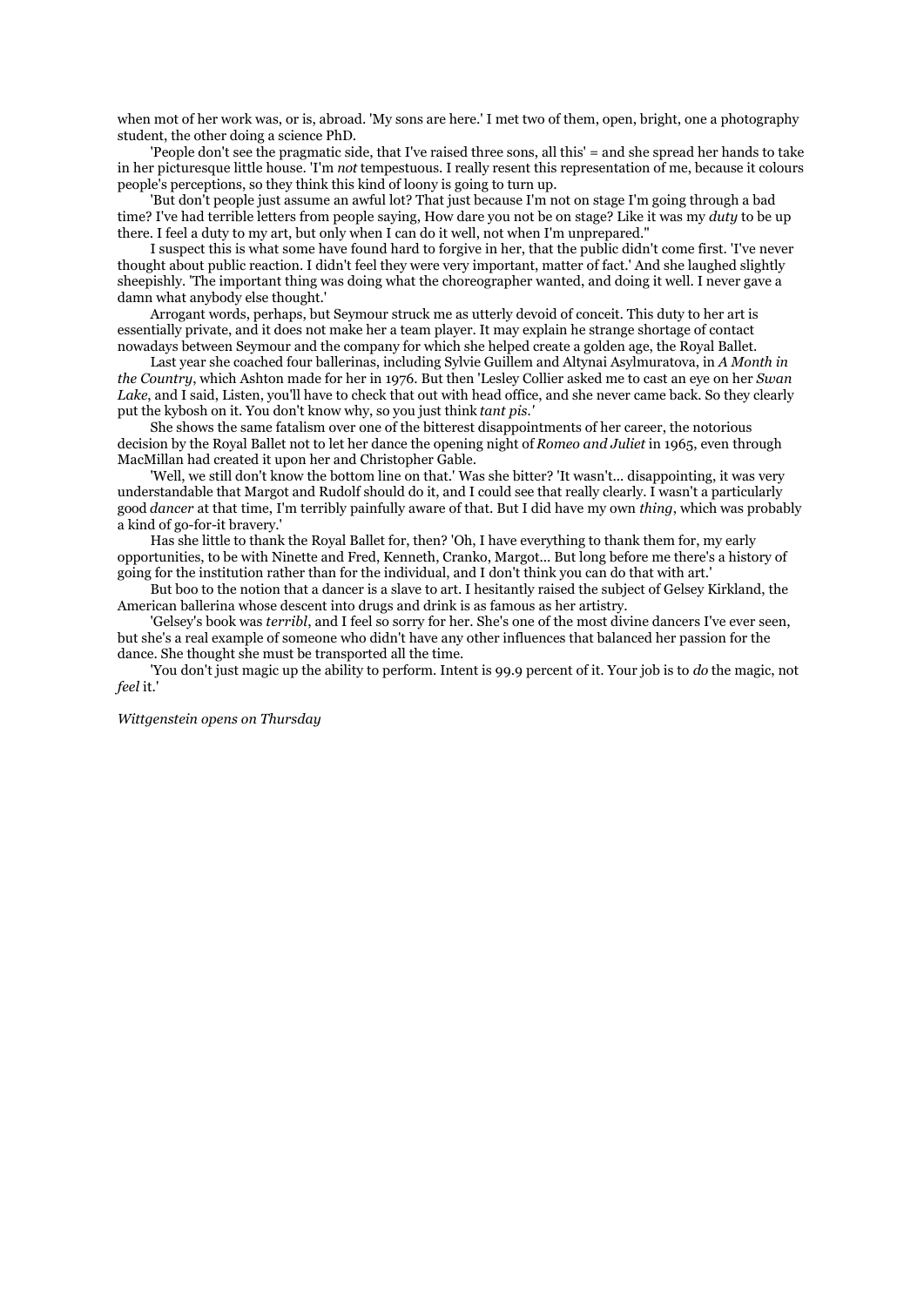when mot of her work was, or is, abroad. 'My sons are here.' I met two of them, open, bright, one a photography student, the other doing a science PhD.

'People don't see the pragmatic side, that I've raised three sons, all this' = and she spread her hands to take in her picturesque little house. 'I'm *not* tempestuous. I really resent this representation of me, because it colours people's perceptions, so they think this kind of loony is going to turn up.

'But don't people just assume an awful lot? That just because I'm not on stage I'm going through a bad time? I've had terrible letters from people saying, How dare you not be on stage? Like it was my *duty* to be up there. I feel a duty to my art, but only when I can do it well, not when I'm unprepared."

I suspect this is what some have found hard to forgive in her, that the public didn't come first. 'I've never thought about public reaction. I didn't feel they were very important, matter of fact.' And she laughed slightly sheepishly. 'The important thing was doing what the choreographer wanted, and doing it well. I never gave a damn what anybody else thought.'

Arrogant words, perhaps, but Seymour struck me as utterly devoid of conceit. This duty to her art is essentially private, and it does not make her a team player. It may explain he strange shortage of contact nowadays between Seymour and the company for which she helped create a golden age, the Royal Ballet.

Last year she coached four ballerinas, including Sylvie Guillem and Altynai Asylmuratova, in *A Month in the Country*, which Ashton made for her in 1976. But then 'Lesley Collier asked me to cast an eye on her *Swan Lake*, and I said, Listen, you'll have to check that out with head office, and she never came back. So they clearly put the kybosh on it. You don't know why, so you just think *tant pis.'*

She shows the same fatalism over one of the bitterest disappointments of her career, the notorious decision by the Royal Ballet not to let her dance the opening night of *Romeo and Juliet* in 1965, even through MacMillan had created it upon her and Christopher Gable.

'Well, we still don't know the bottom line on that.' Was she bitter? 'It wasn't... disappointing, it was very understandable that Margot and Rudolf should do it, and I could see that really clearly. I wasn't a particularly good *dancer* at that time, I'm terribly painfully aware of that. But I did have my own *thing*, which was probably a kind of go-for-it bravery.'

Has she little to thank the Royal Ballet for, then? 'Oh, I have everything to thank them for, my early opportunities, to be with Ninette and Fred, Kenneth, Cranko, Margot... But long before me there's a history of going for the institution rather than for the individual, and I don't think you can do that with art.'

But boo to the notion that a dancer is a slave to art. I hesitantly raised the subject of Gelsey Kirkland, the American ballerina whose descent into drugs and drink is as famous as her artistry.

'Gelsey's book was *terribl*, and I feel so sorry for her. She's one of the most divine dancers I've ever seen, but she's a real example of someone who didn't have any other influences that balanced her passion for the dance. She thought she must be transported all the time.

'You don't just magic up the ability to perform. Intent is 99.9 percent of it. Your job is to *do* the magic, not *feel* it.'

*Wittgenstein opens on Thursday*